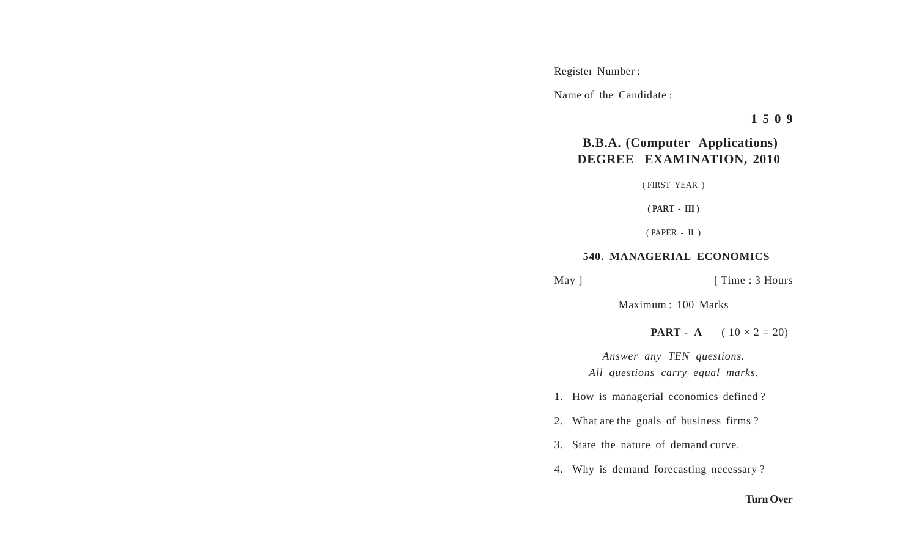Register Number :

Name of the Candidate :

**1 5 0 9**

# B.B.A. (Computer Applications) DEGREE EXAMINATION, 2010

( FIRST YEAR )

**( PART - III )**

( PAPER - II )

## 540. MANAGERIAL ECONOMICS

May ] [ Time : 3 Hours

Maximum : 100 Marks

**PART - A** ( $10 \times 2 = 20$)

*Answer any TEN questions.*
*All questions carry equal marks.*

1. How is managerial economics defined ?

2. What are the goals of business firms ?

3. State the nature of demand curve.

4. Why is demand forecasting necessary ?

**Turn Over**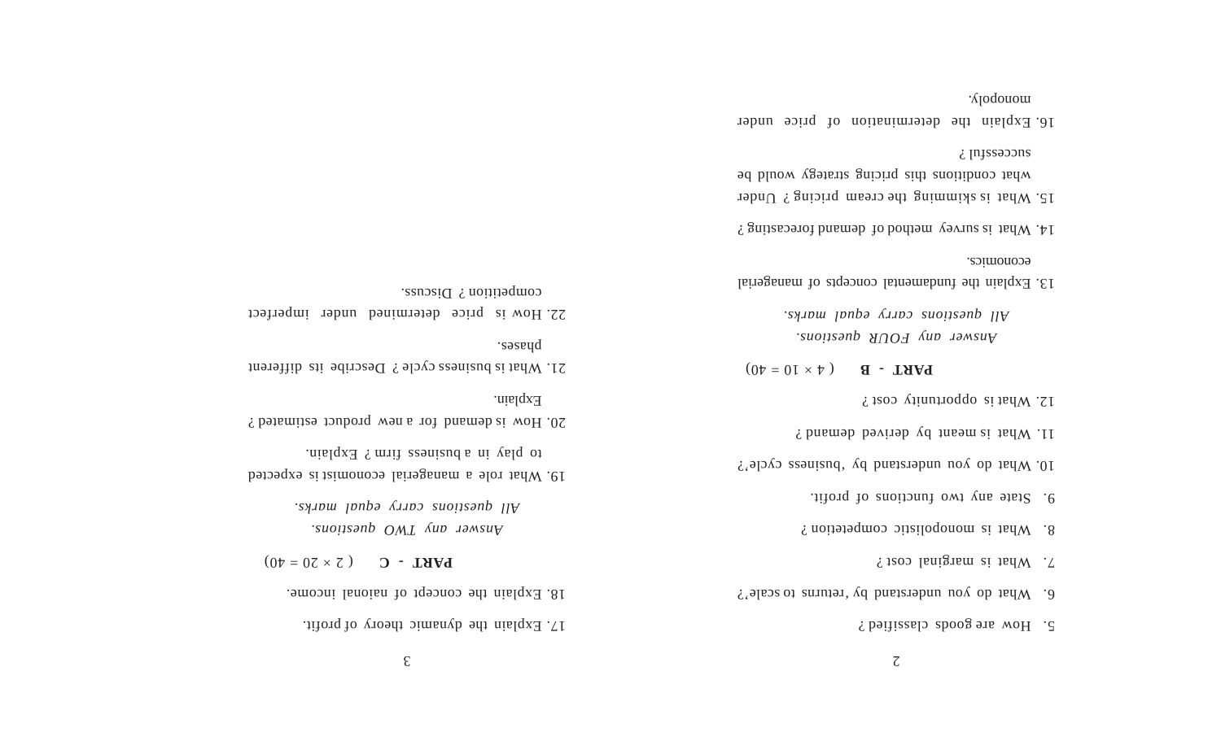5. How are goods classified ?

6. What do you understand by 'returns to scale'?

7. What is marginal cost ?

8. What is monopolistic competetion ?

9. State any two functions of profit.

10. What do you understand by 'business cycle'?

11. What is meant by derived demand ?

12. What is opportunity cost ?

## PART - B ( 4 × 10 = 40)

*Answer any FOUR questions.*

*All questions carry equal marks.*

13. Explain the fundamental concepts of managerial economics.

14. What is survey method of demand forecasing ?

15. What is skimming the cream pricing ? Under what conditions this pricing strategy would be successful ?

16. Explain the determination of price under monopoly.

17. Explain the dynamic theory of profit.

18. Explain the concept of national income.

## PART - C ( 2 × 20 = 40)

*Answer any TWO questions.*

*All questions carry equal marks.*

19. What role a managerial economist is expected to play in a business firm ? Explain.

20. How is demand for a new product estimated ? Explain.

21. What is business cycle ? Describe its different phases.

22. How is price determined under imperfect competition ? Discuss.